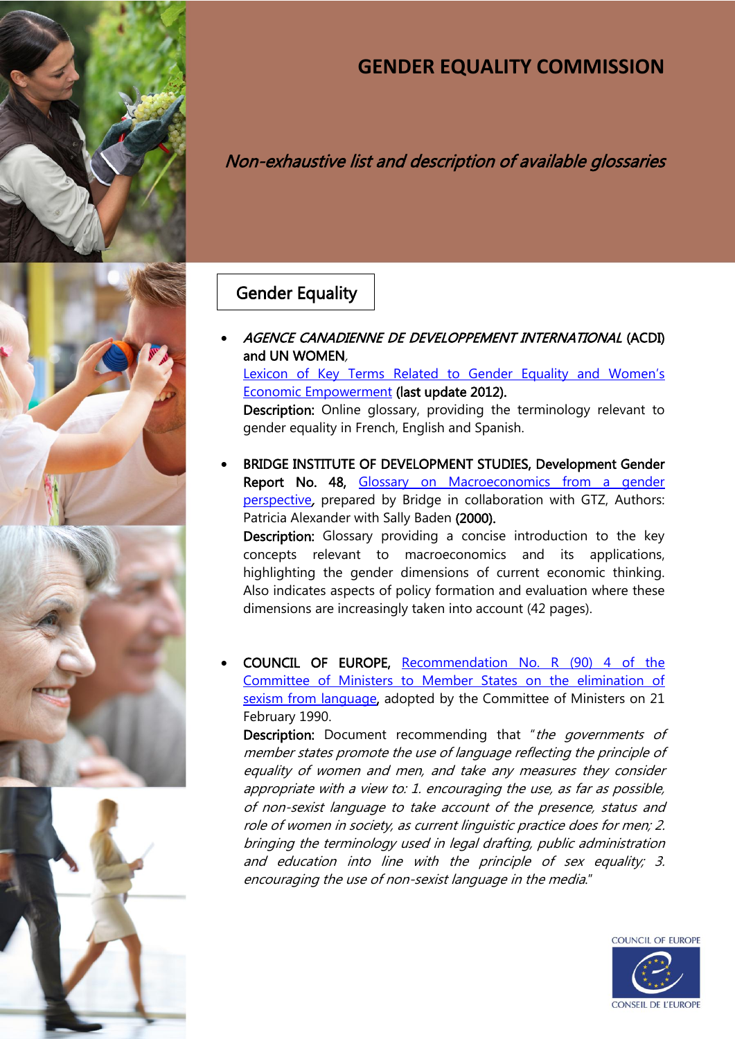# GENDER EQUALITY COMMISSION

*Non-exhaustive list and description of available glossaries*

## Gender Equality

- *AGENCE CANADIENNE DE DEVELOPPEMENT INTERNATIONAL* **(ACDI) and UN WOMEN**, Lexicon of Key Terms Related to Gender Equality and Women's Economic Empowerment **(last update 2012).**
  **Description:** Online glossary, providing the terminology relevant to gender equality in French, English and Spanish.

- **BRIDGE INSTITUTE OF DEVELOPMENT STUDIES, Development Gender Report No. 48,** Glossary on Macroeconomics from a gender perspective, prepared by Bridge in collaboration with GTZ, Authors: Patricia Alexander with Sally Baden **(2000).**
  **Description:** Glossary providing a concise introduction to the key concepts relevant to macroeconomics and its applications, highlighting the gender dimensions of current economic thinking. Also indicates aspects of policy formation and evaluation where these dimensions are increasingly taken into account (42 pages).

- **COUNCIL OF EUROPE,** Recommendation No. R (90) 4 of the Committee of Ministers to Member States on the elimination of sexism from language, adopted by the Committee of Ministers on 21 February 1990.
  **Description:** Document recommending that "*the governments of member states promote the use of language reflecting the principle of equality of women and men, and take any measures they consider appropriate with a view to: 1. encouraging the use, as far as possible, of non-sexist language to take account of the presence, status and role of women in society, as current linguistic practice does for men; 2. bringing the terminology used in legal drafting, public administration and education into line with the principle of sex equality; 3. encouraging the use of non-sexist language in the media.*"

COUNCIL OF EUROPE
CONSEIL DE L'EUROPE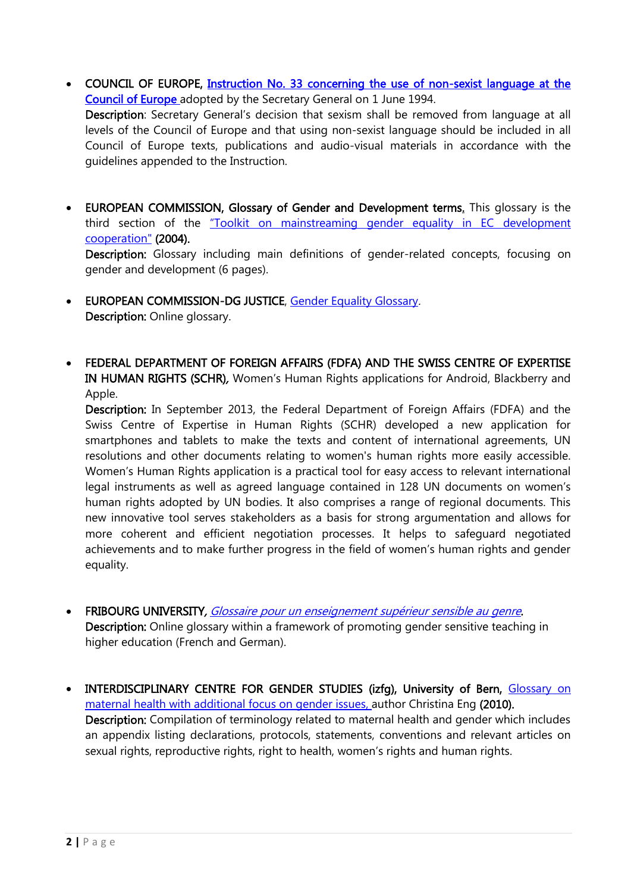- **COUNCIL OF EUROPE**, Instruction No. 33 concerning the use of non-sexist language at the Council of Europe adopted by the Secretary General on 1 June 1994.
  **Description**: Secretary General's decision that sexism shall be removed from language at all levels of the Council of Europe and that using non-sexist language should be included in all Council of Europe texts, publications and audio-visual materials in accordance with the guidelines appended to the Instruction.

- **EUROPEAN COMMISSION, Glossary of Gender and Development terms.** This glossary is the third section of the "Toolkit on mainstreaming gender equality in EC development cooperation" **(2004).**
  **Description:** Glossary including main definitions of gender-related concepts, focusing on gender and development (6 pages).

- **EUROPEAN COMMISSION-DG JUSTICE**, Gender Equality Glossary.
  **Description:** Online glossary.

- **FEDERAL DEPARTMENT OF FOREIGN AFFAIRS (FDFA) AND THE SWISS CENTRE OF EXPERTISE IN HUMAN RIGHTS (SCHR)**, Women's Human Rights applications for Android, Blackberry and Apple.
  **Description:** In September 2013, the Federal Department of Foreign Affairs (FDFA) and the Swiss Centre of Expertise in Human Rights (SCHR) developed a new application for smartphones and tablets to make the texts and content of international agreements, UN resolutions and other documents relating to women's human rights more easily accessible. Women's Human Rights application is a practical tool for easy access to relevant international legal instruments as well as agreed language contained in 128 UN documents on women's human rights adopted by UN bodies. It also comprises a range of regional documents. This new innovative tool serves stakeholders as a basis for strong argumentation and allows for more coherent and efficient negotiation processes. It helps to safeguard negotiated achievements and to make further progress in the field of women's human rights and gender equality.

- **FRIBOURG UNIVERSITY**, *Glossaire pour un enseignement supérieur sensible au genre*.
  **Description:** Online glossary within a framework of promoting gender sensitive teaching in higher education (French and German).

- **INTERDISCIPLINARY CENTRE FOR GENDER STUDIES (izfg), University of Bern,** Glossary on maternal health with additional focus on gender issues, author Christina Eng **(2010).**
  **Description:** Compilation of terminology related to maternal health and gender which includes an appendix listing declarations, protocols, statements, conventions and relevant articles on sexual rights, reproductive rights, right to health, women's rights and human rights.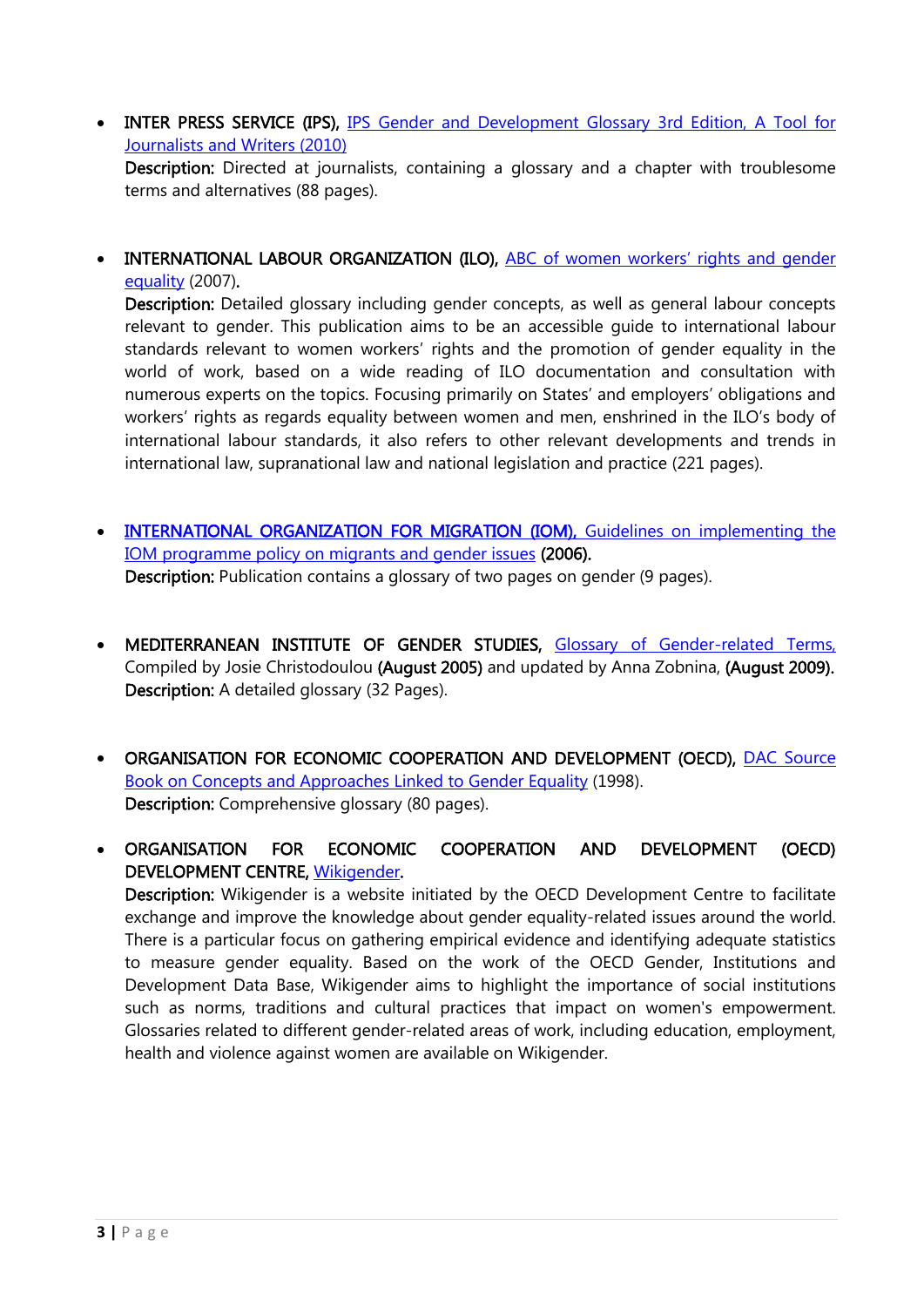- **INTER PRESS SERVICE (IPS),** IPS Gender and Development Glossary 3rd Edition, A Tool for Journalists and Writers (2010)
  **Description:** Directed at journalists, containing a glossary and a chapter with troublesome terms and alternatives (88 pages).

- **INTERNATIONAL LABOUR ORGANIZATION (ILO),** ABC of women workers' rights and gender equality (2007).
  **Description:** Detailed glossary including gender concepts, as well as general labour concepts relevant to gender. This publication aims to be an accessible guide to international labour standards relevant to women workers' rights and the promotion of gender equality in the world of work, based on a wide reading of ILO documentation and consultation with numerous experts on the topics. Focusing primarily on States' and employers' obligations and workers' rights as regards equality between women and men, enshrined in the ILO's body of international labour standards, it also refers to other relevant developments and trends in international law, supranational law and national legislation and practice (221 pages).

- **INTERNATIONAL ORGANIZATION FOR MIGRATION (IOM),** Guidelines on implementing the IOM programme policy on migrants and gender issues **(2006).**
  **Description:** Publication contains a glossary of two pages on gender (9 pages).

- **MEDITERRANEAN INSTITUTE OF GENDER STUDIES,** Glossary of Gender-related Terms, Compiled by Josie Christodoulou **(August 2005)** and updated by Anna Zobnina, **(August 2009).**
  **Description:** A detailed glossary (32 Pages).

- **ORGANISATION FOR ECONOMIC COOPERATION AND DEVELOPMENT (OECD),** DAC Source Book on Concepts and Approaches Linked to Gender Equality (1998).
  **Description:** Comprehensive glossary (80 pages).

- **ORGANISATION FOR ECONOMIC COOPERATION AND DEVELOPMENT (OECD) DEVELOPMENT CENTRE,** Wikigender.
  **Description:** Wikigender is a website initiated by the OECD Development Centre to facilitate exchange and improve the knowledge about gender equality-related issues around the world. There is a particular focus on gathering empirical evidence and identifying adequate statistics to measure gender equality. Based on the work of the OECD Gender, Institutions and Development Data Base, Wikigender aims to highlight the importance of social institutions such as norms, traditions and cultural practices that impact on women's empowerment. Glossaries related to different gender-related areas of work, including education, employment, health and violence against women are available on Wikigender.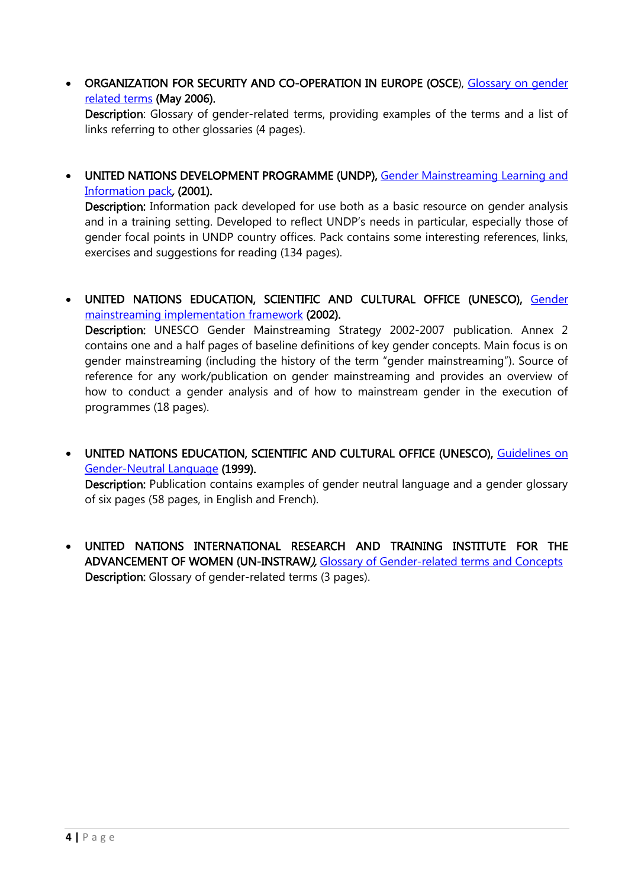- ORGANIZATION FOR SECURITY AND CO-OPERATION IN EUROPE (OSCE), Glossary on gender related terms **(May 2006).**
  **Description**: Glossary of gender-related terms, providing examples of the terms and a list of links referring to other glossaries (4 pages).

- **UNITED NATIONS DEVELOPMENT PROGRAMME (UNDP),** Gender Mainstreaming Learning and Information pack, **(2001).**
  **Description:** Information pack developed for use both as a basic resource on gender analysis and in a training setting. Developed to reflect UNDP's needs in particular, especially those of gender focal points in UNDP country offices. Pack contains some interesting references, links, exercises and suggestions for reading (134 pages).

- **UNITED NATIONS EDUCATION, SCIENTIFIC AND CULTURAL OFFICE (UNESCO),** Gender mainstreaming implementation framework **(2002).**
  **Description:** UNESCO Gender Mainstreaming Strategy 2002-2007 publication. Annex 2 contains one and a half pages of baseline definitions of key gender concepts. Main focus is on gender mainstreaming (including the history of the term "gender mainstreaming"). Source of reference for any work/publication on gender mainstreaming and provides an overview of how to conduct a gender analysis and of how to mainstream gender in the execution of programmes (18 pages).

- **UNITED NATIONS EDUCATION, SCIENTIFIC AND CULTURAL OFFICE (UNESCO),** Guidelines on Gender-Neutral Language **(1999).**
  **Description:** Publication contains examples of gender neutral language and a gender glossary of six pages (58 pages, in English and French).

- **UNITED NATIONS INTERNATIONAL RESEARCH AND TRAINING INSTITUTE FOR THE ADVANCEMENT OF WOMEN (UN-INSTRAW*),*** Glossary of Gender-related terms and Concepts
  **Description:** Glossary of gender-related terms (3 pages).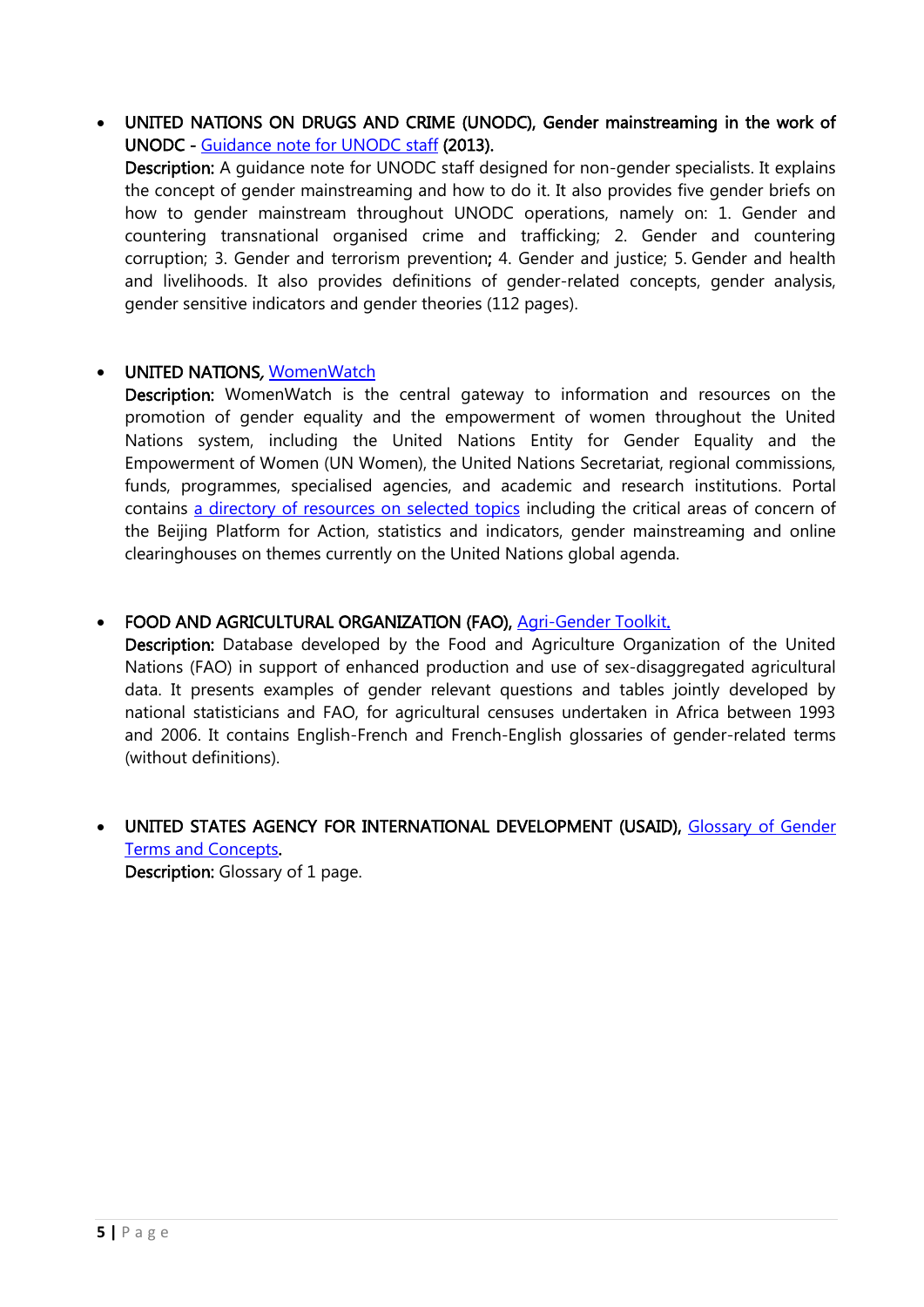- **UNITED NATIONS ON DRUGS AND CRIME (UNODC), Gender mainstreaming in the work of UNODC -** Guidance note for UNODC staff **(2013).**
  **Description:** A guidance note for UNODC staff designed for non-gender specialists. It explains the concept of gender mainstreaming and how to do it. It also provides five gender briefs on how to gender mainstream throughout UNODC operations, namely on: 1. Gender and countering transnational organised crime and trafficking; 2. Gender and countering corruption; 3. Gender and terrorism prevention; 4. Gender and justice; 5. Gender and health and livelihoods. It also provides definitions of gender-related concepts, gender analysis, gender sensitive indicators and gender theories (112 pages).

- **UNITED NATIONS,** WomenWatch
  **Description:** WomenWatch is the central gateway to information and resources on the promotion of gender equality and the empowerment of women throughout the United Nations system, including the United Nations Entity for Gender Equality and the Empowerment of Women (UN Women), the United Nations Secretariat, regional commissions, funds, programmes, specialised agencies, and academic and research institutions. Portal contains a directory of resources on selected topics including the critical areas of concern of the Beijing Platform for Action, statistics and indicators, gender mainstreaming and online clearinghouses on themes currently on the United Nations global agenda.

- **FOOD AND AGRICULTURAL ORGANIZATION (FAO),** Agri-Gender Toolkit.
  **Description:** Database developed by the Food and Agriculture Organization of the United Nations (FAO) in support of enhanced production and use of sex-disaggregated agricultural data. It presents examples of gender relevant questions and tables jointly developed by national statisticians and FAO, for agricultural censuses undertaken in Africa between 1993 and 2006. It contains English-French and French-English glossaries of gender-related terms (without definitions).

- **UNITED STATES AGENCY FOR INTERNATIONAL DEVELOPMENT (USAID),** Glossary of Gender Terms and Concepts.
  **Description:** Glossary of 1 page.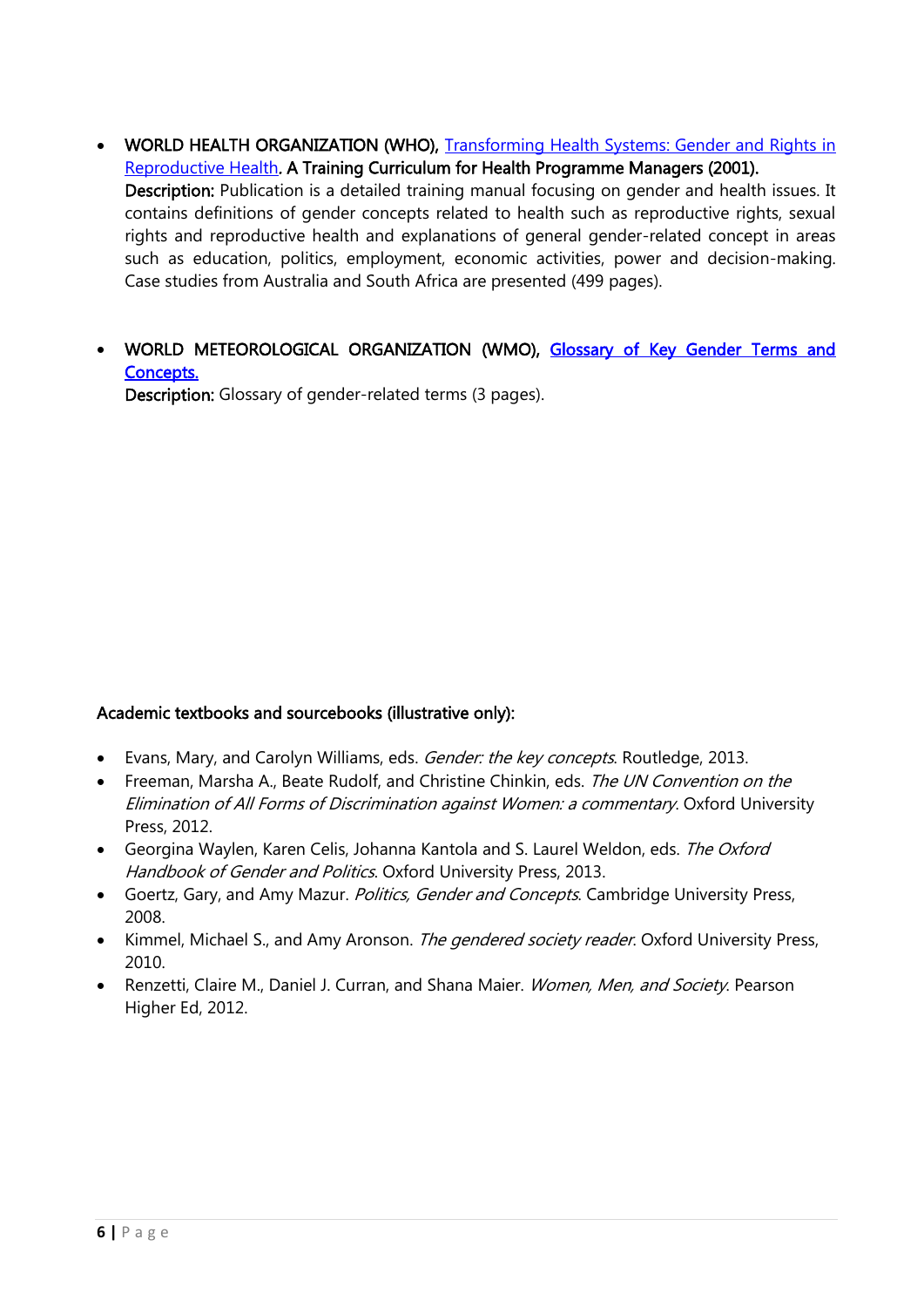- **WORLD HEALTH ORGANIZATION (WHO),** Transforming Health Systems: Gender and Rights in Reproductive Health**. A Training Curriculum for Health Programme Managers (2001).**
  **Description:** Publication is a detailed training manual focusing on gender and health issues. It contains definitions of gender concepts related to health such as reproductive rights, sexual rights and reproductive health and explanations of general gender-related concept in areas such as education, politics, employment, economic activities, power and decision-making. Case studies from Australia and South Africa are presented (499 pages).

- **WORLD METEOROLOGICAL ORGANIZATION (WMO),** Glossary of Key Gender Terms and Concepts.
  **Description:** Glossary of gender-related terms (3 pages).

**Academic textbooks and sourcebooks (illustrative only):**

- Evans, Mary, and Carolyn Williams, eds. *Gender: the key concepts*. Routledge, 2013.
- Freeman, Marsha A., Beate Rudolf, and Christine Chinkin, eds. *The UN Convention on the Elimination of All Forms of Discrimination against Women: a commentary*. Oxford University Press, 2012.
- Georgina Waylen, Karen Celis, Johanna Kantola and S. Laurel Weldon, eds. *The Oxford Handbook of Gender and Politics*. Oxford University Press, 2013.
- Goertz, Gary, and Amy Mazur. *Politics, Gender and Concepts*. Cambridge University Press, 2008.
- Kimmel, Michael S., and Amy Aronson. *The gendered society reader*. Oxford University Press, 2010.
- Renzetti, Claire M., Daniel J. Curran, and Shana Maier. *Women, Men, and Society*. Pearson Higher Ed, 2012.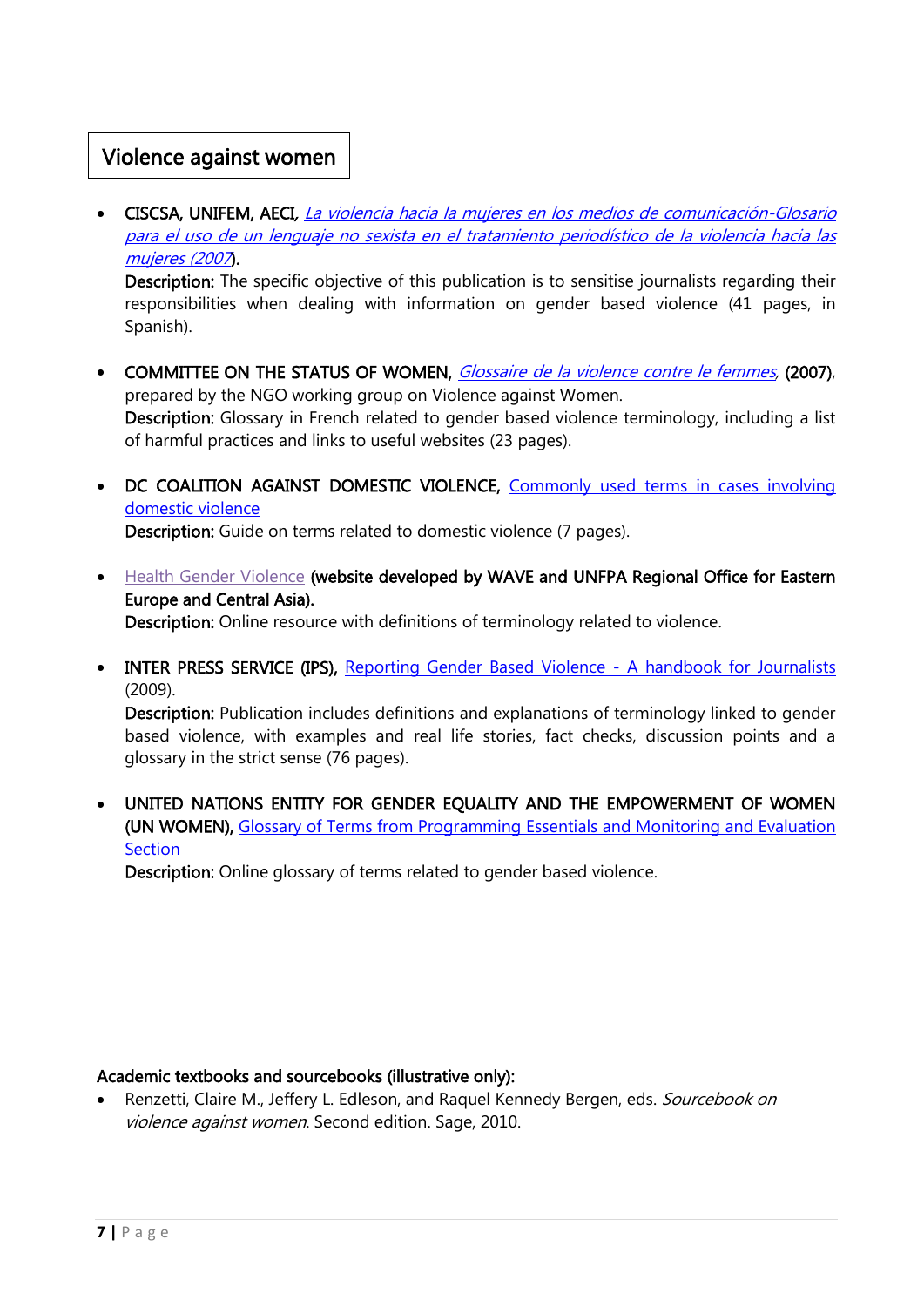## Violence against women

- **CISCSA, UNIFEM, AECI**, *La violencia hacia la mujeres en los medios de comunicación-Glosario para el uso de un lenguaje no sexista en el tratamiento periodístico de la violencia hacia las mujeres (2007)*.
  **Description:** The specific objective of this publication is to sensitise journalists regarding their responsibilities when dealing with information on gender based violence (41 pages, in Spanish).

- **COMMITTEE ON THE STATUS OF WOMEN,** *Glossaire de la violence contre le femmes*, **(2007)**, prepared by the NGO working group on Violence against Women.
  **Description:** Glossary in French related to gender based violence terminology, including a list of harmful practices and links to useful websites (23 pages).

- **DC COALITION AGAINST DOMESTIC VIOLENCE,** Commonly used terms in cases involving domestic violence
  **Description:** Guide on terms related to domestic violence (7 pages).

- Health Gender Violence **(website developed by WAVE and UNFPA Regional Office for Eastern Europe and Central Asia).**
  **Description:** Online resource with definitions of terminology related to violence.

- **INTER PRESS SERVICE (IPS),** Reporting Gender Based Violence - A handbook for Journalists (2009).
  **Description:** Publication includes definitions and explanations of terminology linked to gender based violence, with examples and real life stories, fact checks, discussion points and a glossary in the strict sense (76 pages).

- **UNITED NATIONS ENTITY FOR GENDER EQUALITY AND THE EMPOWERMENT OF WOMEN (UN WOMEN),** Glossary of Terms from Programming Essentials and Monitoring and Evaluation Section
  **Description:** Online glossary of terms related to gender based violence.

**Academic textbooks and sourcebooks (illustrative only):**

- Renzetti, Claire M., Jeffery L. Edleson, and Raquel Kennedy Bergen, eds. *Sourcebook on violence against women*. Second edition. Sage, 2010.